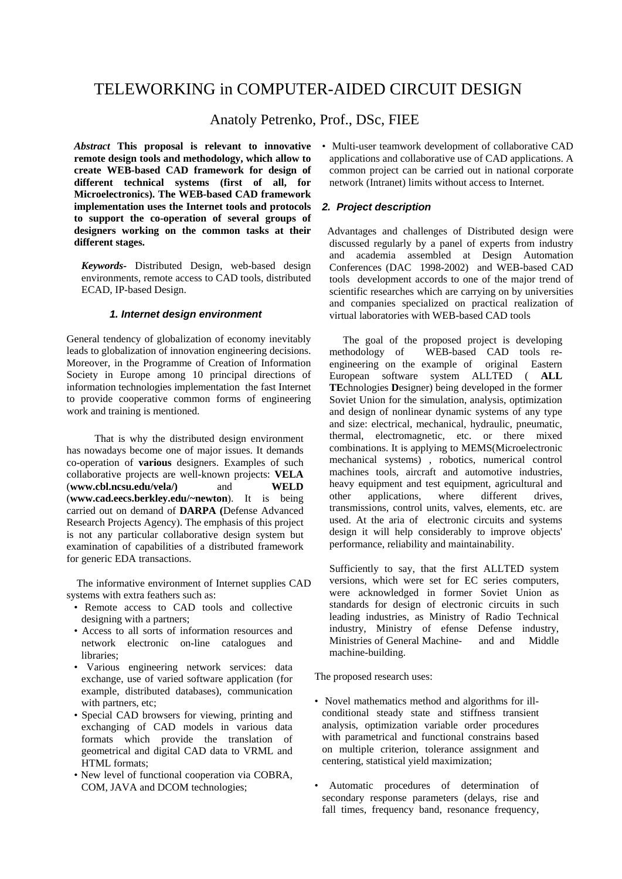# TELEWORKING in COMPUTER-AIDED CIRCUIT DESIGN

## Anatoly Petrenko, Prof., DSc, FIEE

***Abstract*** **This proposal is relevant to innovative remote design tools and methodology, which allow to create WEB-based CAD framework for design of different technical systems (first of all, for Microelectronics). The WEB-based CAD framework implementation uses the Internet tools and protocols to support the co-operation of several groups of designers working on the common tasks at their different stages.**

***Keywords-*** Distributed Design, web-based design environments, remote access to CAD tools, distributed ECAD, IP-based Design.

### *1. Internet design environment*

General tendency of globalization of economy inevitably leads to globalization of innovation engineering decisions. Moreover, in the Programme of Creation of Information Society in Europe among 10 principal directions of information technologies implementation the fast Internet to provide cooperative common forms of engineering work and training is mentioned.

That is why the distributed design environment has nowadays become one of major issues. It demands co-operation of **various** designers. Examples of such collaborative projects are well-known projects: **VELA** (**www.cbl.ncsu.edu/vela/)** and **WELD** (**www.cad.eecs.berkley.edu/~newton**). It is being carried out on demand of **DARPA (**Defense Advanced Research Projects Agency). The emphasis of this project is not any particular collaborative design system but examination of capabilities of a distributed framework for generic EDA transactions.

The informative environment of Internet supplies CAD systems with extra feathers such as:

- Remote access to CAD tools and collective designing with a partners;
- Access to all sorts of information resources and network electronic on-line catalogues and libraries;
- Various engineering network services: data exchange, use of varied software application (for example, distributed databases), communication with partners, etc;
- Special CAD browsers for viewing, printing and exchanging of CAD models in various data formats which provide the translation of geometrical and digital CAD data to VRML and HTML formats;
- New level of functional cooperation via COBRA, COM, JAVA and DCOM technologies;
- Multi-user teamwork development of collaborative CAD applications and collaborative use of CAD applications. A common project can be carried out in national corporate network (Intranet) limits without access to Internet.

### *2. Project description*

Advantages and challenges of Distributed design were discussed regularly by a panel of experts from industry and academia assembled at Design Automation Conferences (DAC 1998-2002) and WEB-based CAD tools development accords to one of the major trend of scientific researches which are carrying on by universities and companies specialized on practical realization of virtual laboratories with WEB-based CAD tools

The goal of the proposed project is developing methodology of WEB-based CAD tools re-engineering on the example of original Eastern European software system ALLTED ( **ALL TE**chnologies **D**esigner) being developed in the former Soviet Union for the simulation, analysis, optimization and design of nonlinear dynamic systems of any type and size: electrical, mechanical, hydraulic, pneumatic, thermal, electromagnetic, etc. or there mixed combinations. It is applying to MEMS(Microelectronic mechanical systems) , robotics, numerical control machines tools, aircraft and automotive industries, heavy equipment and test equipment, agricultural and other applications, where different drives, transmissions, control units, valves, elements, etc. are used. At the aria of electronic circuits and systems design it will help considerably to improve objects' performance, reliability and maintainability.

Sufficiently to say, that the first ALLTED system versions, which were set for EC series computers, were acknowledged in former Soviet Union as standards for design of electronic circuits in such leading industries, as Ministry of Radio Technical industry, Ministry of efense Defense industry, Ministries of General Machine- and and Middle machine-building.

The proposed research uses:

- Novel mathematics method and algorithms for ill-conditional steady state and stiffness transient analysis, optimization variable order procedures with parametrical and functional constrains based on multiple criterion, tolerance assignment and centering, statistical yield maximization;
- Automatic procedures of determination of secondary response parameters (delays, rise and fall times, frequency band, resonance frequency,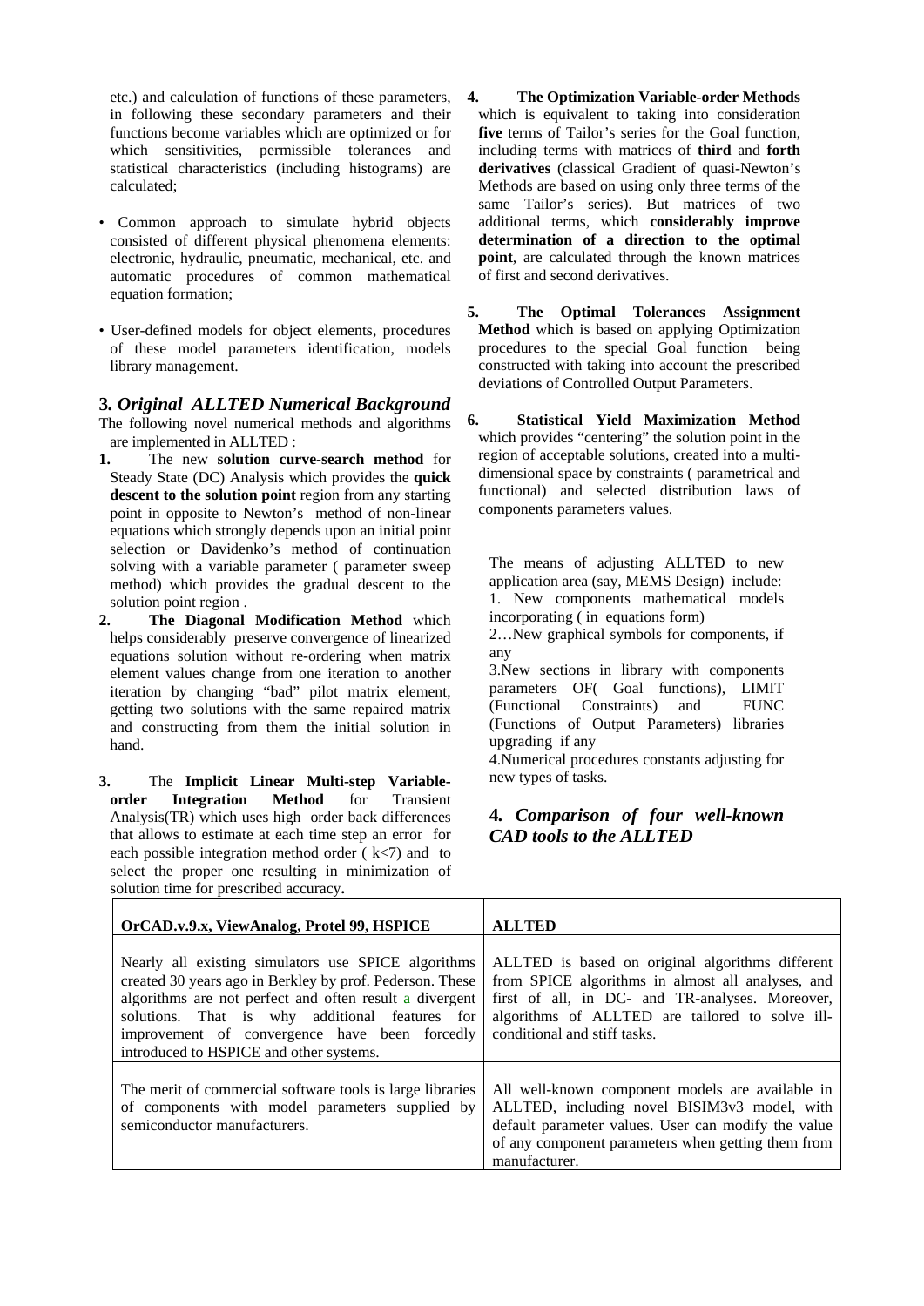etc.) and calculation of functions of these parameters, in following these secondary parameters and their functions become variables which are optimized or for which sensitivities, permissible tolerances and statistical characteristics (including histograms) are calculated;

- Common approach to simulate hybrid objects consisted of different physical phenomena elements: electronic, hydraulic, pneumatic, mechanical, etc. and automatic procedures of common mathematical equation formation;

- User-defined models for object elements, procedures of these model parameters identification, models library management.

## 3. *Original ALLTED Numerical Background*

The following novel numerical methods and algorithms are implemented in ALLTED :

1. The new **solution curve-search method** for Steady State (DC) Analysis which provides the **quick descent to the solution point** region from any starting point in opposite to Newton's method of non-linear equations which strongly depends upon an initial point selection or Davidenko's method of continuation solving with a variable parameter ( parameter sweep method) which provides the gradual descent to the solution point region .
2. **The Diagonal Modification Method** which helps considerably preserve convergence of linearized equations solution without re-ordering when matrix element values change from one iteration to another iteration by changing "bad" pilot matrix element, getting two solutions with the same repaired matrix and constructing from them the initial solution in hand.
3. The **Implicit Linear Multi-step Variable-order Integration Method** for Transient Analysis(TR) which uses high order back differences that allows to estimate at each time step an error for each possible integration method order ( k<7) and to select the proper one resulting in minimization of solution time for prescribed accuracy**.**
4. **The Optimization Variable-order Methods** which is equivalent to taking into consideration **five** terms of Tailor's series for the Goal function, including terms with matrices of **third** and **forth derivatives** (classical Gradient of quasi-Newton's Methods are based on using only three terms of the same Tailor's series). But matrices of two additional terms, which **considerably improve determination of a direction to the optimal point**, are calculated through the known matrices of first and second derivatives.
5. **The Optimal Tolerances Assignment Method** which is based on applying Optimization procedures to the special Goal function being constructed with taking into account the prescribed deviations of Controlled Output Parameters.
6. **Statistical Yield Maximization Method** which provides "centering" the solution point in the region of acceptable solutions, created into a multi-dimensional space by constraints ( parametrical and functional) and selected distribution laws of components parameters values.

The means of adjusting ALLTED to new application area (say, MEMS Design) include:
1. New components mathematical models incorporating ( in equations form)
2…New graphical symbols for components, if any
3.New sections in library with components parameters OF( Goal functions), LIMIT (Functional Constraints) and FUNC (Functions of Output Parameters) libraries upgrading if any
4.Numerical procedures constants adjusting for new types of tasks.

## 4. *Comparison of four well-known CAD tools to the ALLTED*

| OrCAD.v.9.x, ViewAnalog, Protel 99, HSPICE | ALLTED |
|---|---|
| Nearly all existing simulators use SPICE algorithms created 30 years ago in Berkley by prof. Pederson. These algorithms are not perfect and often result a divergent solutions. That is why additional features for improvement of convergence have been forcedly introduced to HSPICE and other systems. | ALLTED is based on original algorithms different from SPICE algorithms in almost all analyses, and first of all, in DC- and TR-analyses. Moreover, algorithms of ALLTED are tailored to solve ill-conditional and stiff tasks. |
| The merit of commercial software tools is large libraries of components with model parameters supplied by semiconductor manufacturers. | All well-known component models are available in ALLTED, including novel BISIM3v3 model, with default parameter values. User can modify the value of any component parameters when getting them from manufacturer. |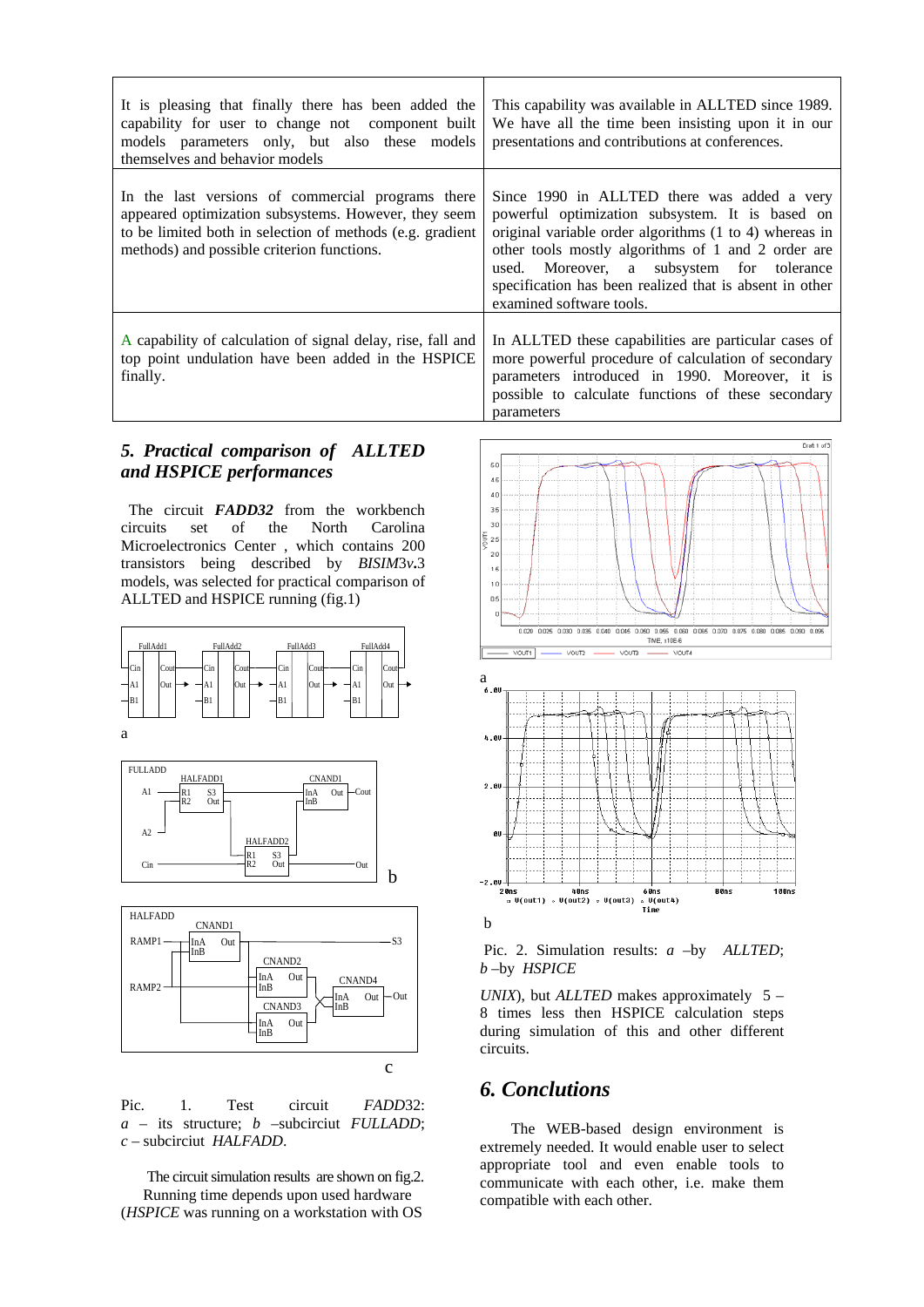| | |
|---|---|
| It is pleasing that finally there has been added the capability for user to change not component built models parameters only, but also these models themselves and behavior models | This capability was available in ALLTED since 1989. We have all the time been insisting upon it in our presentations and contributions at conferences. |
| In the last versions of commercial programs there appeared optimization subsystems. However, they seem to be limited both in selection of methods (e.g. gradient methods) and possible criterion functions. | Since 1990 in ALLTED there was added a very powerful optimization subsystem. It is based on original variable order algorithms (1 to 4) whereas in other tools mostly algorithms of 1 and 2 order are used. Moreover, a subsystem for tolerance specification has been realized that is absent in other examined software tools. |
| A capability of calculation of signal delay, rise, fall and top point undulation have been added in the HSPICE finally. | In ALLTED these capabilities are particular cases of more powerful procedure of calculation of secondary parameters introduced in 1990. Moreover, it is possible to calculate functions of these secondary parameters |

## *5. Practical comparison of ALLTED and HSPICE performances*

The circuit ***FADD32*** from the workbench circuits set of the North Carolina Microelectronics Center , which contains 200 transistors being described by *BISIM3v*.3 models, was selected for practical comparison of ALLTED and HSPICE running (fig.1)

Pic. 1. Test circuit *FADD*32: *a* – its structure; *b* –subcircuit *FULLADD*; *c* – subcircuit *HALFADD*.

The circuit simulation results are shown on fig.2. Running time depends upon used hardware (*HSPICE* was running on a workstation with OS *UNIX*), but *ALLTED* makes approximately 5 – 8 times less then HSPICE calculation steps during simulation of this and other different circuits.

Pic. 2. Simulation results: *a* –by *ALLTED*; *b* –by *HSPICE*

## *6. Conclutions*

The WEB-based design environment is extremely needed. It would enable user to select appropriate tool and even enable tools to communicate with each other, i.e. make them compatible with each other.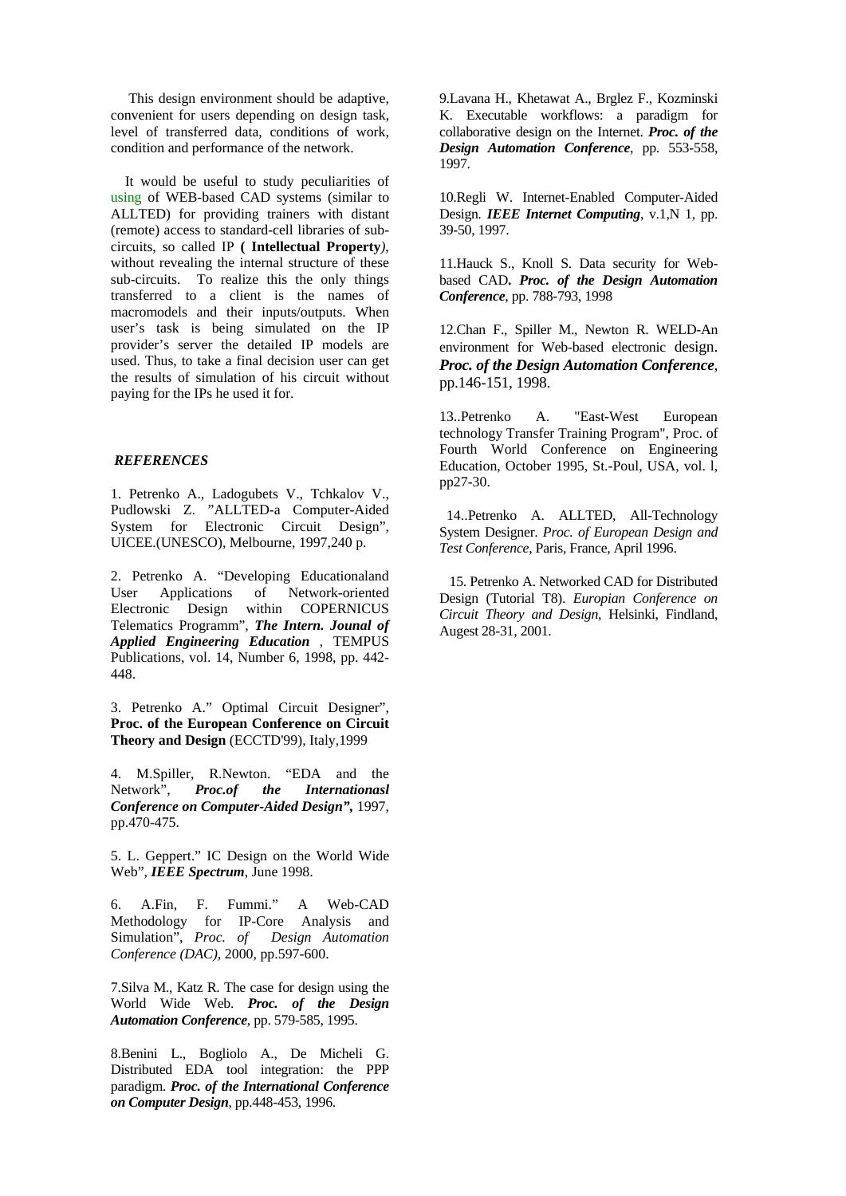This design environment should be adaptive, convenient for users depending on design task, level of transferred data, conditions of work, condition and performance of the network.

It would be useful to study peculiarities of using of WEB-based CAD systems (similar to ALLTED) for providing trainers with distant (remote) access to standard-cell libraries of sub-circuits, so called IP **( Intellectual Property***)*, without revealing the internal structure of these sub-circuits. To realize this the only things transferred to a client is the names of macromodels and their inputs/outputs. When user's task is being simulated on the IP provider's server the detailed IP models are used. Thus, to take a final decision user can get the results of simulation of his circuit without paying for the IPs he used it for.

***REFERENCES***

1. Petrenko A., Ladogubets V., Tchkalov V., Pudlowski Z. "ALLTED-a Computer-Aided System for Electronic Circuit Design", UICEE.(UNESCO), Melbourne, 1997,240 p.

2. Petrenko A. "Developing Educationaland User Applications of Network-oriented Electronic Design within COPERNICUS Telematics Programm", ***The Intern. Jounal of Applied Engineering Education*** , TEMPUS Publications, vol. 14, Number 6, 1998, pp. 442-448.

3. Petrenko A." Optimal Circuit Designer", **Proc. of the European Conference on Circuit Theory and Design** (ECCTD'99), Italy,1999

4. M.Spiller, R.Newton. "EDA and the Network", ***Proc.of the Internationasl Conference on Computer-Aided Design",*** 1997, pp.470-475.

5. L. Geppert." IC Design on the World Wide Web", ***IEEE Spectrum***, June 1998.

6. A.Fin, F. Fummi." A Web-CAD Methodology for IP-Core Analysis and Simulation", *Proc. of Design Automation Conference (DAC)*, 2000, pp.597-600.

7.Silva M., Katz R. The case for design using the World Wide Web. ***Proc. of the Design Automation Conference***, pp. 579-585, 1995.

8.Benini L., Bogliolo A., De Micheli G. Distributed EDA tool integration: the PPP paradigm. ***Proc. of the International Conference on Computer Design***, pp.448-453, 1996.

9.Lavana H., Khetawat A., Brglez F., Kozminski K. Executable workflows: a paradigm for collaborative design on the Internet. ***Proc. of the Design Automation Conference***, pp. 553-558, 1997.

10.Regli W. Internet-Enabled Computer-Aided Design. ***IEEE Internet Computing***, v.1,N 1, pp. 39-50, 1997.

11.Hauck S., Knoll S. Data security for Web-based CAD***. Proc. of the Design Automation Conference***, pp. 788-793, 1998

12.Chan F., Spiller M., Newton R. WELD-An environment for Web-based electronic design. ***Proc. of the Design Automation Conference***, pp.146-151, 1998.

13..Petrenko A. "East-West European technology Transfer Training Program", Proc. of Fourth World Conference on Engineering Education, October 1995, St.-Poul, USA, vol. l, pp27-30.

14..Petrenko A. ALLTED, All-Technology System Designer. *Proc. of European Design and Test Conference*, Paris, France, April 1996.

15. Petrenko A. Networked CAD for Distributed Design (Tutorial T8). *Europian Conference on Circuit Theory and Design*, Helsinki, Findland, Augest 28-31, 2001.